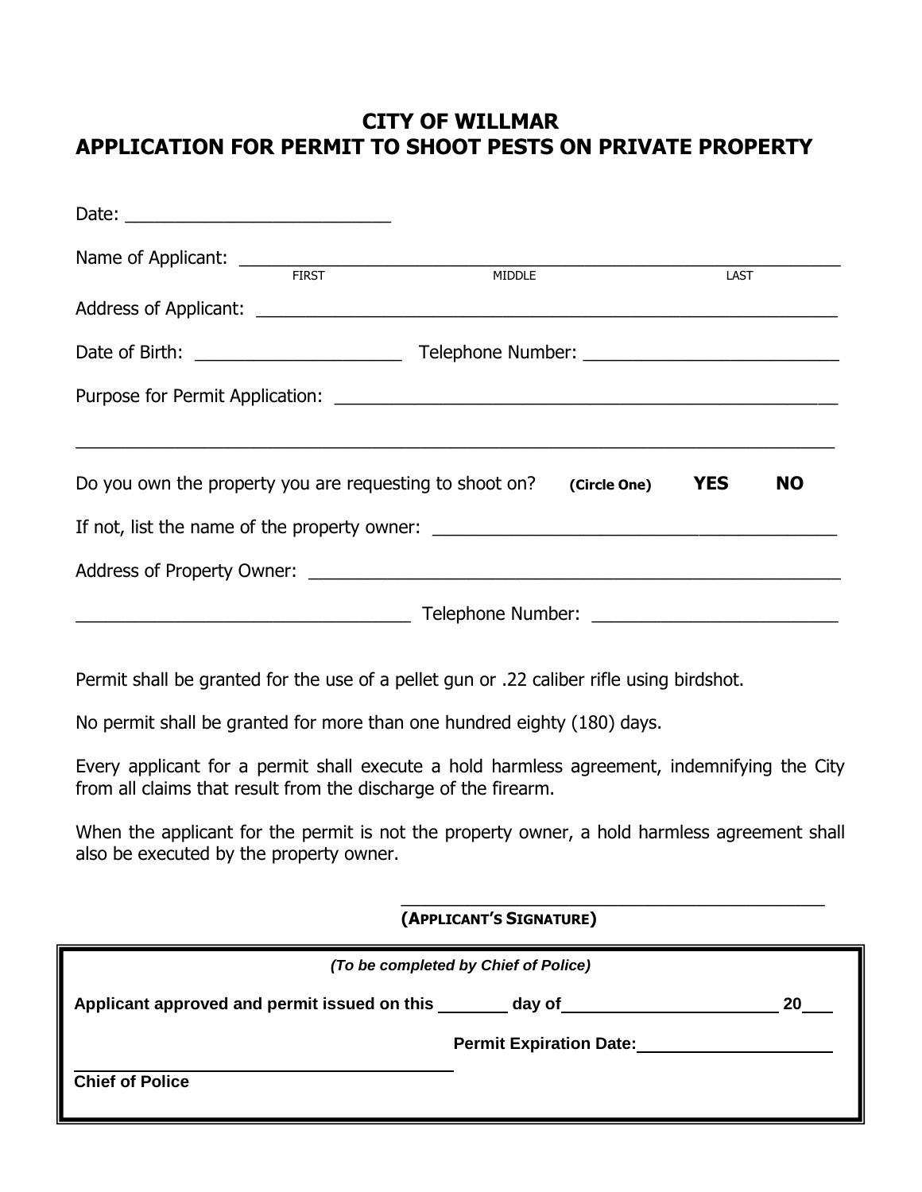# CITY OF WILLMAR
# APPLICATION FOR PERMIT TO SHOOT PESTS ON PRIVATE PROPERTY

Date: ___________________________

Name of Applicant: ___________________________________________________________
FIRST MIDDLE LAST

Address of Applicant: _________________________________________________________

Date of Birth: _____________________ Telephone Number: __________________________

Purpose for Permit Application: __________________________________________________

_____________________________________________________________________________

Do you own the property you are requesting to shoot on? **(Circle One)** **YES** **NO**

If not, list the name of the property owner: _________________________________________

Address of Property Owner: ______________________________________________________

__________________________________ Telephone Number: _________________________

Permit shall be granted for the use of a pellet gun or .22 caliber rifle using birdshot.

No permit shall be granted for more than one hundred eighty (180) days.

Every applicant for a permit shall execute a hold harmless agreement, indemnifying the City from all claims that result from the discharge of the firearm.

When the applicant for the permit is not the property owner, a hold harmless agreement shall also be executed by the property owner.

_____________________________________________
**(APPLICANT'S SIGNATURE)**

---

***(To be completed by Chief of Police)***

**Applicant approved and permit issued on this _______ day of ______________________ 20___**

**Permit Expiration Date:____________________**

____________________________________
**Chief of Police**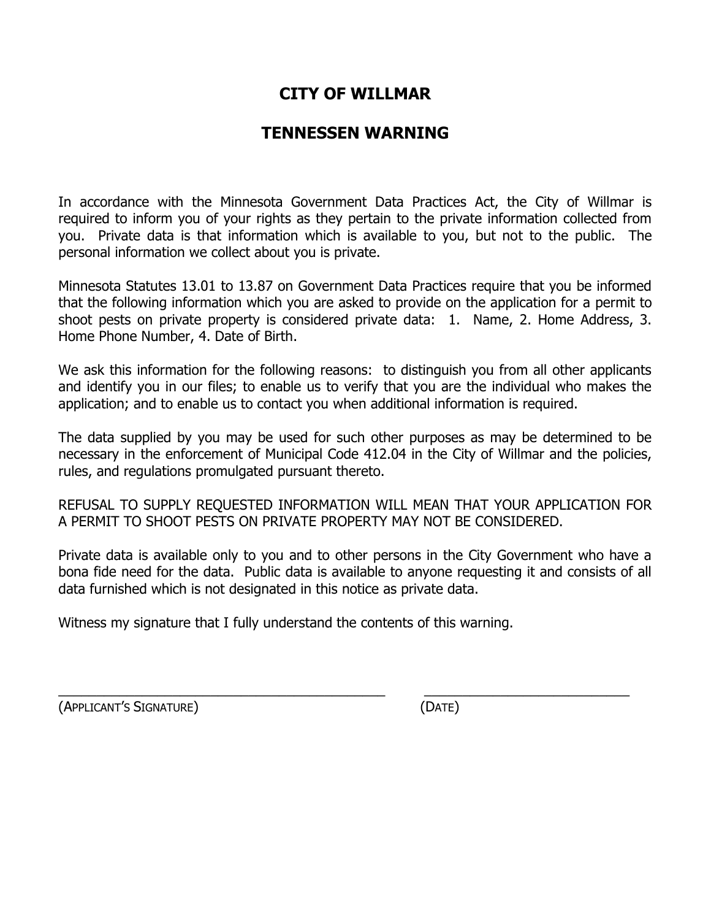# CITY OF WILLMAR

# TENNESSEN WARNING

In accordance with the Minnesota Government Data Practices Act, the City of Willmar is required to inform you of your rights as they pertain to the private information collected from you. Private data is that information which is available to you, but not to the public. The personal information we collect about you is private.

Minnesota Statutes 13.01 to 13.87 on Government Data Practices require that you be informed that the following information which you are asked to provide on the application for a permit to shoot pests on private property is considered private data: 1. Name, 2. Home Address, 3. Home Phone Number, 4. Date of Birth.

We ask this information for the following reasons: to distinguish you from all other applicants and identify you in our files; to enable us to verify that you are the individual who makes the application; and to enable us to contact you when additional information is required.

The data supplied by you may be used for such other purposes as may be determined to be necessary in the enforcement of Municipal Code 412.04 in the City of Willmar and the policies, rules, and regulations promulgated pursuant thereto.

REFUSAL TO SUPPLY REQUESTED INFORMATION WILL MEAN THAT YOUR APPLICATION FOR A PERMIT TO SHOOT PESTS ON PRIVATE PROPERTY MAY NOT BE CONSIDERED.

Private data is available only to you and to other persons in the City Government who have a bona fide need for the data. Public data is available to anyone requesting it and consists of all data furnished which is not designated in this notice as private data.

Witness my signature that I fully understand the contents of this warning.

\_\_\_\_\_\_\_\_\_\_\_\_\_\_\_\_\_\_\_\_\_\_\_\_\_\_\_\_\_\_\_\_\_\_\_\_\_\_\_\_\_\_ \_\_\_\_\_\_\_\_\_\_\_\_\_\_\_\_\_\_\_\_\_\_\_\_\_\_\_\_

(APPLICANT'S SIGNATURE) (DATE)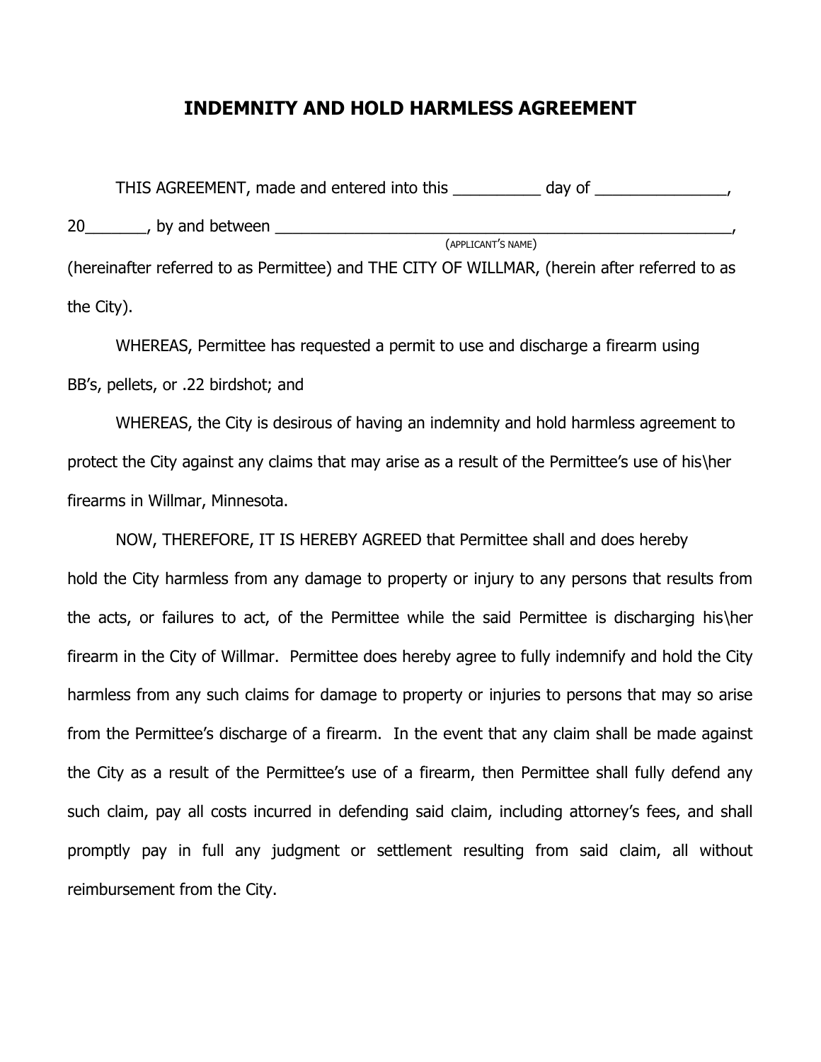# INDEMNITY AND HOLD HARMLESS AGREEMENT

THIS AGREEMENT, made and entered into this __________ day of _______________, 20_______, by and between ________________________________________________________, (APPLICANT'S NAME) (hereinafter referred to as Permittee) and THE CITY OF WILLMAR, (herein after referred to as the City).

WHEREAS, Permittee has requested a permit to use and discharge a firearm using BB's, pellets, or .22 birdshot; and

WHEREAS, the City is desirous of having an indemnity and hold harmless agreement to protect the City against any claims that may arise as a result of the Permittee's use of his\her firearms in Willmar, Minnesota.

NOW, THEREFORE, IT IS HEREBY AGREED that Permittee shall and does hereby hold the City harmless from any damage to property or injury to any persons that results from the acts, or failures to act, of the Permittee while the said Permittee is discharging his\her firearm in the City of Willmar. Permittee does hereby agree to fully indemnify and hold the City harmless from any such claims for damage to property or injuries to persons that may so arise from the Permittee's discharge of a firearm. In the event that any claim shall be made against the City as a result of the Permittee's use of a firearm, then Permittee shall fully defend any such claim, pay all costs incurred in defending said claim, including attorney's fees, and shall promptly pay in full any judgment or settlement resulting from said claim, all without reimbursement from the City.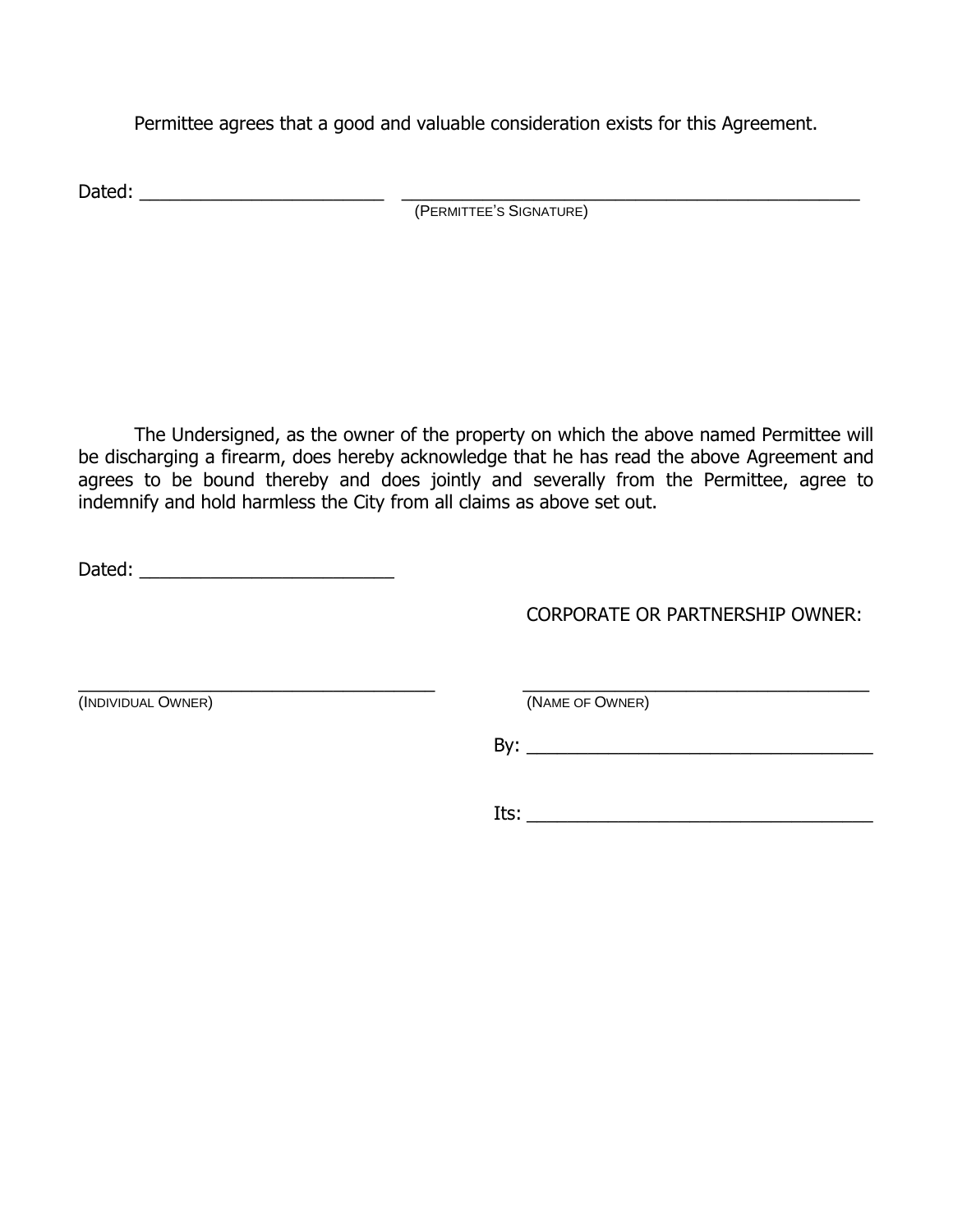Permittee agrees that a good and valuable consideration exists for this Agreement.

Dated: _________________________ _______________________________________________
(PERMITTEE'S SIGNATURE)

The Undersigned, as the owner of the property on which the above named Permittee will be discharging a firearm, does hereby acknowledge that he has read the above Agreement and agrees to be bound thereby and does jointly and severally from the Permittee, agree to indemnify and hold harmless the City from all claims as above set out.

Dated: _________________________

CORPORATE OR PARTNERSHIP OWNER:

_____________________________________
(INDIVIDUAL OWNER)

_____________________________________
(NAME OF OWNER)

By: __________________________________

Its: __________________________________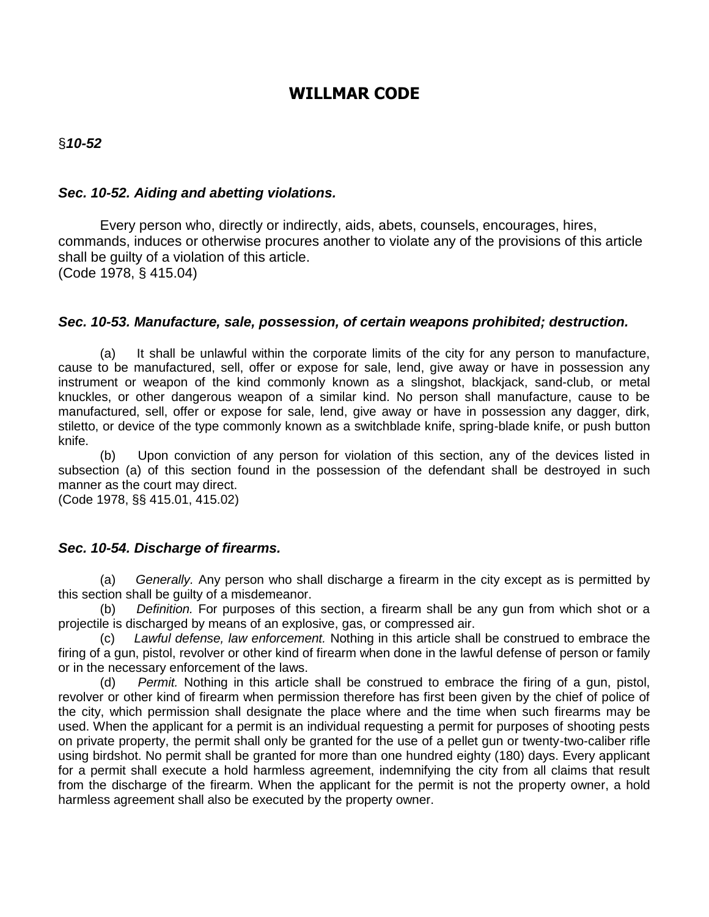# WILLMAR CODE

§***10-52***

### *Sec. 10-52. Aiding and abetting violations.*

Every person who, directly or indirectly, aids, abets, counsels, encourages, hires, commands, induces or otherwise procures another to violate any of the provisions of this article shall be guilty of a violation of this article.
(Code 1978, § 415.04)

### *Sec. 10-53. Manufacture, sale, possession, of certain weapons prohibited; destruction.*

(a) It shall be unlawful within the corporate limits of the city for any person to manufacture, cause to be manufactured, sell, offer or expose for sale, lend, give away or have in possession any instrument or weapon of the kind commonly known as a slingshot, blackjack, sand-club, or metal knuckles, or other dangerous weapon of a similar kind. No person shall manufacture, cause to be manufactured, sell, offer or expose for sale, lend, give away or have in possession any dagger, dirk, stiletto, or device of the type commonly known as a switchblade knife, spring-blade knife, or push button knife.

(b) Upon conviction of any person for violation of this section, any of the devices listed in subsection (a) of this section found in the possession of the defendant shall be destroyed in such manner as the court may direct.
(Code 1978, §§ 415.01, 415.02)

### *Sec. 10-54. Discharge of firearms.*

(a) *Generally.* Any person who shall discharge a firearm in the city except as is permitted by this section shall be guilty of a misdemeanor.

(b) *Definition.* For purposes of this section, a firearm shall be any gun from which shot or a projectile is discharged by means of an explosive, gas, or compressed air.

(c) *Lawful defense, law enforcement.* Nothing in this article shall be construed to embrace the firing of a gun, pistol, revolver or other kind of firearm when done in the lawful defense of person or family or in the necessary enforcement of the laws.

(d) *Permit.* Nothing in this article shall be construed to embrace the firing of a gun, pistol, revolver or other kind of firearm when permission therefore has first been given by the chief of police of the city, which permission shall designate the place where and the time when such firearms may be used. When the applicant for a permit is an individual requesting a permit for purposes of shooting pests on private property, the permit shall only be granted for the use of a pellet gun or twenty-two-caliber rifle using birdshot. No permit shall be granted for more than one hundred eighty (180) days. Every applicant for a permit shall execute a hold harmless agreement, indemnifying the city from all claims that result from the discharge of the firearm. When the applicant for the permit is not the property owner, a hold harmless agreement shall also be executed by the property owner.